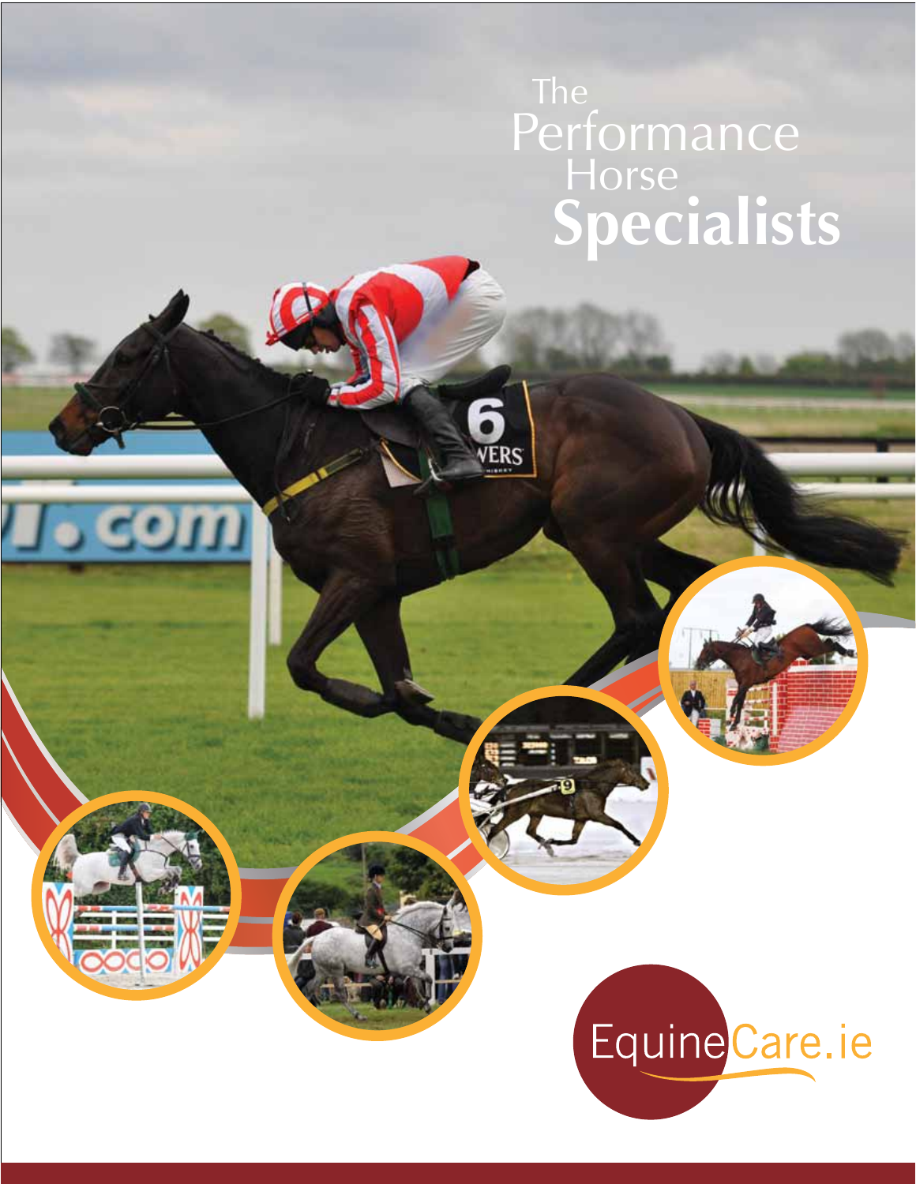# The Performance Horse Specialists

EquineCare.ie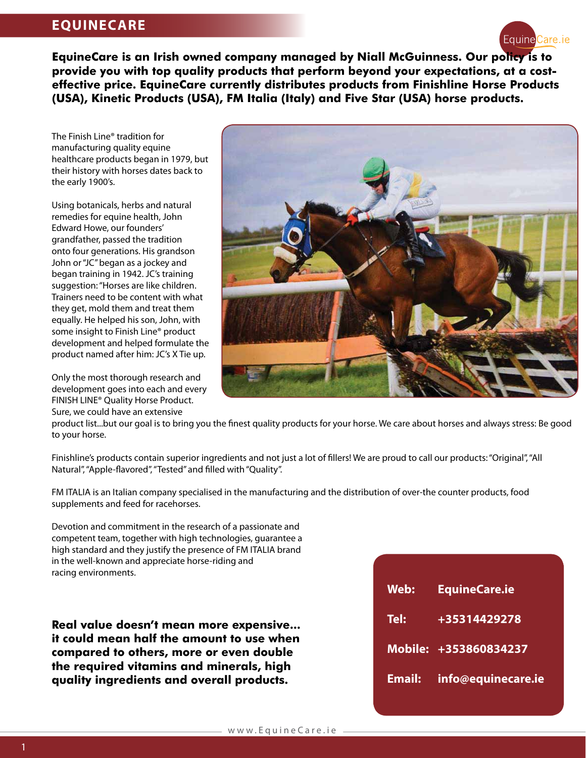# EQUINECARE

**EquineCare is an Irish owned company managed by Niall McGuinness. Our policy is to provide you with top quality products that perform beyond your expectations, at a cost-effective price. EquineCare currently distributes products from Finishline Horse Products (USA), Kinetic Products (USA), FM Italia (Italy) and Five Star (USA) horse products.**

The Finish Line® tradition for manufacturing quality equine healthcare products began in 1979, but their history with horses dates back to the early 1900's.

Using botanicals, herbs and natural remedies for equine health, John Edward Howe, our founders' grandfather, passed the tradition onto four generations. His grandson John or "JC" began as a jockey and began training in 1942. JC's training suggestion: "Horses are like children. Trainers need to be content with what they get, mold them and treat them equally. He helped his son, John, with some insight to Finish Line® product development and helped formulate the product named after him: JC's X Tie up.

Only the most thorough research and development goes into each and every FINISH LINE® Quality Horse Product. Sure, we could have an extensive product list...but our goal is to bring you the finest quality products for your horse. We care about horses and always stress: Be good to your horse.

Finishline's products contain superior ingredients and not just a lot of fillers! We are proud to call our products: "Original", "All Natural", "Apple-flavored", "Tested" and filled with "Quality".

FM ITALIA is an Italian company specialised in the manufacturing and the distribution of over-the counter products, food supplements and feed for racehorses.

Devotion and commitment in the research of a passionate and competent team, together with high technologies, guarantee a high standard and they justify the presence of FM ITALIA brand in the well-known and appreciate horse-riding and racing environments.

**Real value doesn't mean more expensive... it could mean half the amount to use when compared to others, more or even double the required vitamins and minerals, high quality ingredients and overall products.**

**Web:** EquineCare.ie

**Tel:** +35314429278

**Mobile:** +353860834237

**Email:** info@equinecare.ie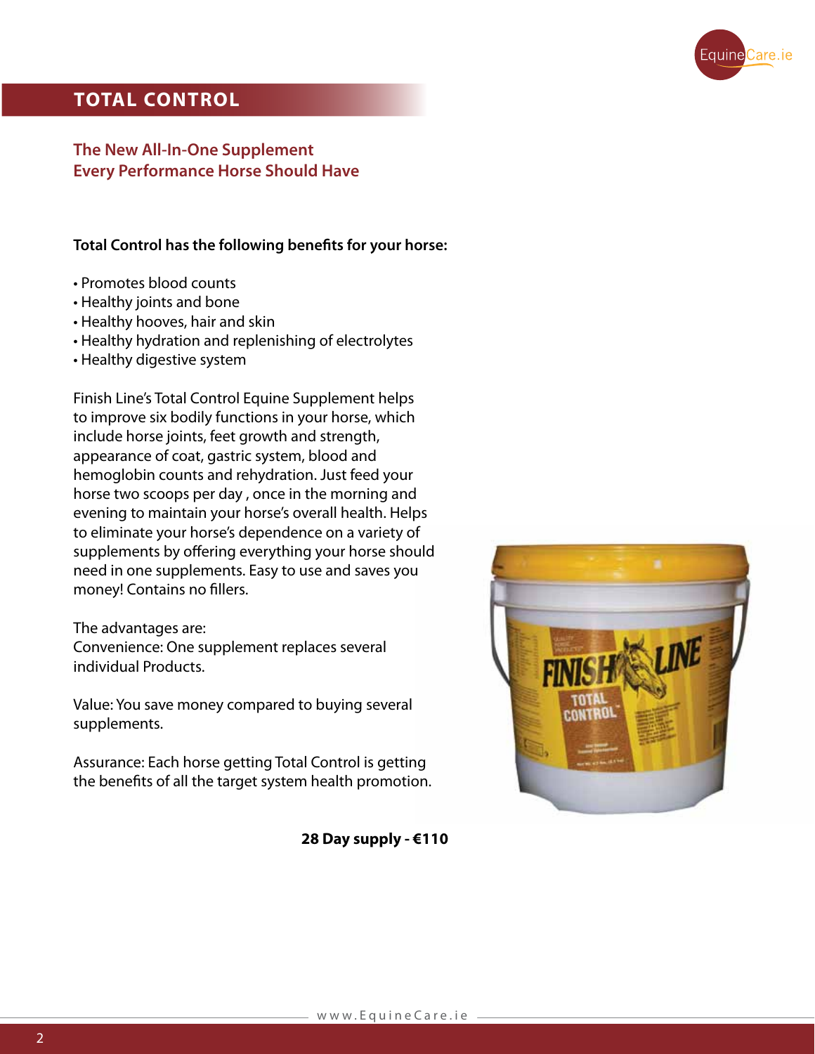# TOTAL CONTROL

## The New All-In-One Supplement
## Every Performance Horse Should Have

**Total Control has the following benefits for your horse:**

- Promotes blood counts
- Healthy joints and bone
- Healthy hooves, hair and skin
- Healthy hydration and replenishing of electrolytes
- Healthy digestive system

Finish Line's Total Control Equine Supplement helps to improve six bodily functions in your horse, which include horse joints, feet growth and strength, appearance of coat, gastric system, blood and hemoglobin counts and rehydration. Just feed your horse two scoops per day , once in the morning and evening to maintain your horse's overall health. Helps to eliminate your horse's dependence on a variety of supplements by offering everything your horse should need in one supplements. Easy to use and saves you money! Contains no fillers.

The advantages are:
Convenience: One supplement replaces several individual Products.

Value: You save money compared to buying several supplements.

Assurance: Each horse getting Total Control is getting the benefits of all the target system health promotion.

**28 Day supply - €110**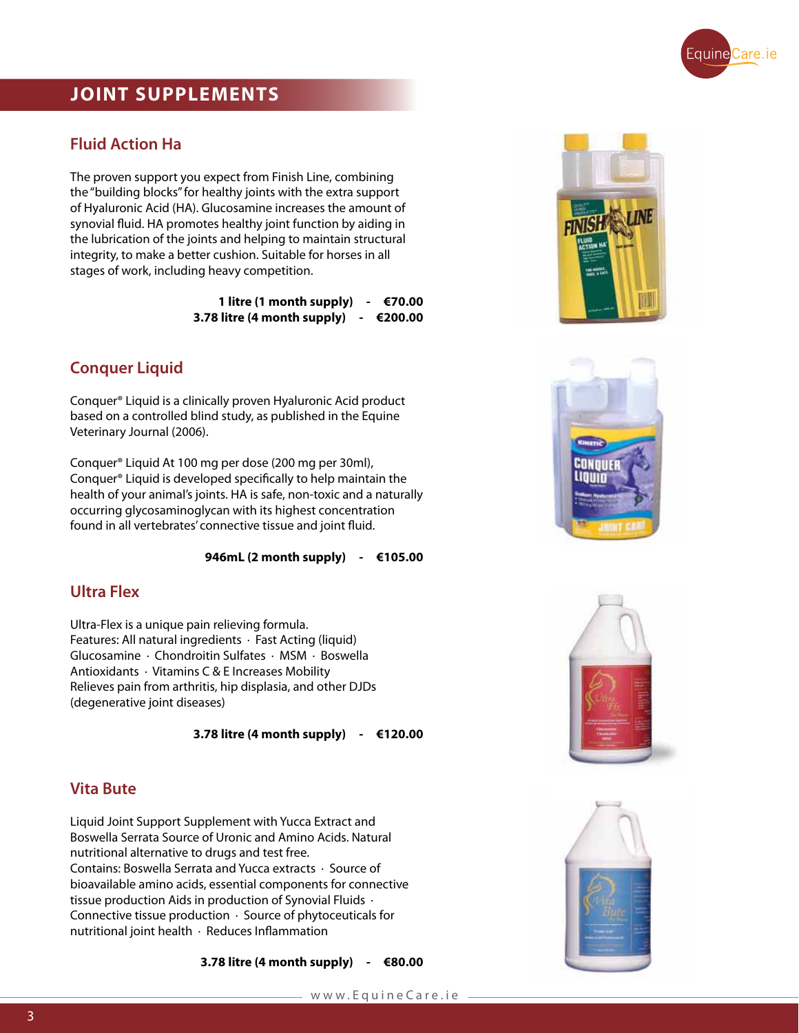# JOINT SUPPLEMENTS

## Fluid Action Ha

The proven support you expect from Finish Line, combining the "building blocks" for healthy joints with the extra support of Hyaluronic Acid (HA). Glucosamine increases the amount of synovial fluid. HA promotes healthy joint function by aiding in the lubrication of the joints and helping to maintain structural integrity, to make a better cushion. Suitable for horses in all stages of work, including heavy competition.

**1 litre (1 month supply) - €70.00**
**3.78 litre (4 month supply) - €200.00**

## Conquer Liquid

Conquer® Liquid is a clinically proven Hyaluronic Acid product based on a controlled blind study, as published in the Equine Veterinary Journal (2006).

Conquer® Liquid At 100 mg per dose (200 mg per 30ml), Conquer® Liquid is developed specifically to help maintain the health of your animal's joints. HA is safe, non-toxic and a naturally occurring glycosaminoglycan with its highest concentration found in all vertebrates' connective tissue and joint fluid.

**946mL (2 month supply) - €105.00**

## Ultra Flex

Ultra-Flex is a unique pain relieving formula.
Features: All natural ingredients · Fast Acting (liquid) Glucosamine · Chondroitin Sulfates · MSM · Boswella Antioxidants · Vitamins C & E Increases Mobility Relieves pain from arthritis, hip displasia, and other DJDs (degenerative joint diseases)

**3.78 litre (4 month supply) - €120.00**

## Vita Bute

Liquid Joint Support Supplement with Yucca Extract and Boswella Serrata Source of Uronic and Amino Acids. Natural nutritional alternative to drugs and test free.
Contains: Boswella Serrata and Yucca extracts · Source of bioavailable amino acids, essential components for connective tissue production Aids in production of Synovial Fluids · Connective tissue production · Source of phytoceuticals for nutritional joint health · Reduces Inflammation

**3.78 litre (4 month supply) - €80.00**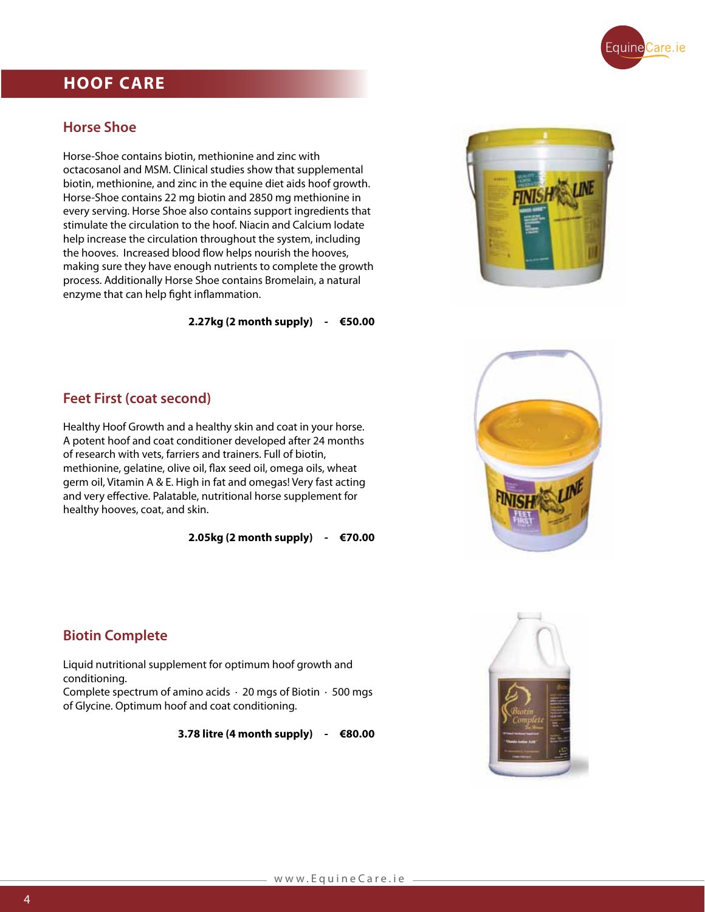# HOOF CARE

## Horse Shoe

Horse-Shoe contains biotin, methionine and zinc with octacosanol and MSM. Clinical studies show that supplemental biotin, methionine, and zinc in the equine diet aids hoof growth. Horse-Shoe contains 22 mg biotin and 2850 mg methionine in every serving. Horse Shoe also contains support ingredients that stimulate the circulation to the hoof. Niacin and Calcium Iodate help increase the circulation throughout the system, including the hooves. Increased blood flow helps nourish the hooves, making sure they have enough nutrients to complete the growth process. Additionally Horse Shoe contains Bromelain, a natural enzyme that can help fight inflammation.

**2.27kg (2 month supply) - €50.00**

## Feet First (coat second)

Healthy Hoof Growth and a healthy skin and coat in your horse. A potent hoof and coat conditioner developed after 24 months of research with vets, farriers and trainers. Full of biotin, methionine, gelatine, olive oil, flax seed oil, omega oils, wheat germ oil, Vitamin A & E. High in fat and omegas! Very fast acting and very effective. Palatable, nutritional horse supplement for healthy hooves, coat, and skin.

**2.05kg (2 month supply) - €70.00**

## Biotin Complete

Liquid nutritional supplement for optimum hoof growth and conditioning.
Complete spectrum of amino acids · 20 mgs of Biotin · 500 mgs of Glycine. Optimum hoof and coat conditioning.

**3.78 litre (4 month supply) - €80.00**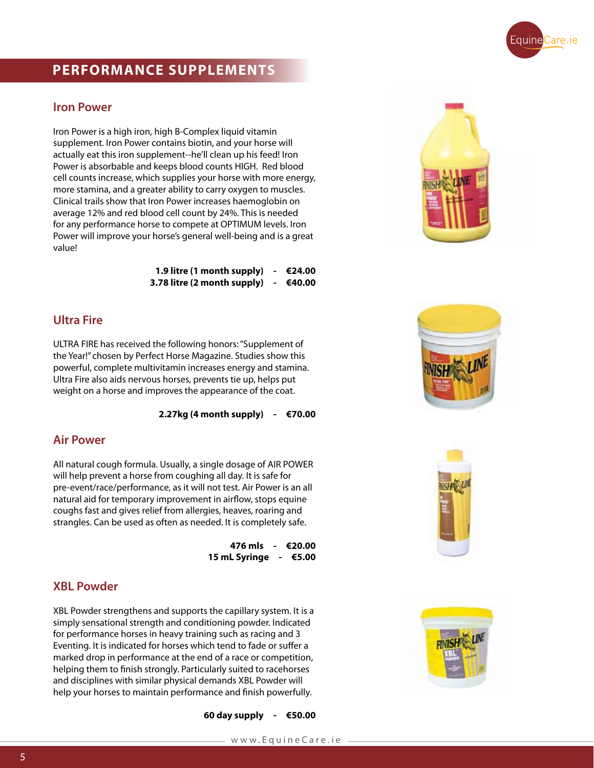## PERFORMANCE SUPPLEMENTS

### Iron Power

Iron Power is a high iron, high B-Complex liquid vitamin supplement. Iron Power contains biotin, and your horse will actually eat this iron supplement--he'll clean up his feed! Iron Power is absorbable and keeps blood counts HIGH. Red blood cell counts increase, which supplies your horse with more energy, more stamina, and a greater ability to carry oxygen to muscles. Clinical trails show that Iron Power increases haemoglobin on average 12% and red blood cell count by 24%. This is needed for any performance horse to compete at OPTIMUM levels. Iron Power will improve your horse's general well-being and is a great value!

**1.9 litre (1 month supply) - €24.00**
**3.78 litre (2 month supply) - €40.00**

### Ultra Fire

ULTRA FIRE has received the following honors: "Supplement of the Year!" chosen by Perfect Horse Magazine. Studies show this powerful, complete multivitamin increases energy and stamina. Ultra Fire also aids nervous horses, prevents tie up, helps put weight on a horse and improves the appearance of the coat.

**2.27kg (4 month supply) - €70.00**

### Air Power

All natural cough formula. Usually, a single dosage of AIR POWER will help prevent a horse from coughing all day. It is safe for pre-event/race/performance, as it will not test. Air Power is an all natural aid for temporary improvement in airflow, stops equine coughs fast and gives relief from allergies, heaves, roaring and strangles. Can be used as often as needed. It is completely safe.

**476 mls - €20.00**
**15 mL Syringe - €5.00**

### XBL Powder

XBL Powder strengthens and supports the capillary system. It is a simply sensational strength and conditioning powder. Indicated for performance horses in heavy training such as racing and 3 Eventing. It is indicated for horses which tend to fade or suffer a marked drop in performance at the end of a race or competition, helping them to finish strongly. Particularly suited to racehorses and disciplines with similar physical demands XBL Powder will help your horses to maintain performance and finish powerfully.

**60 day supply - €50.00**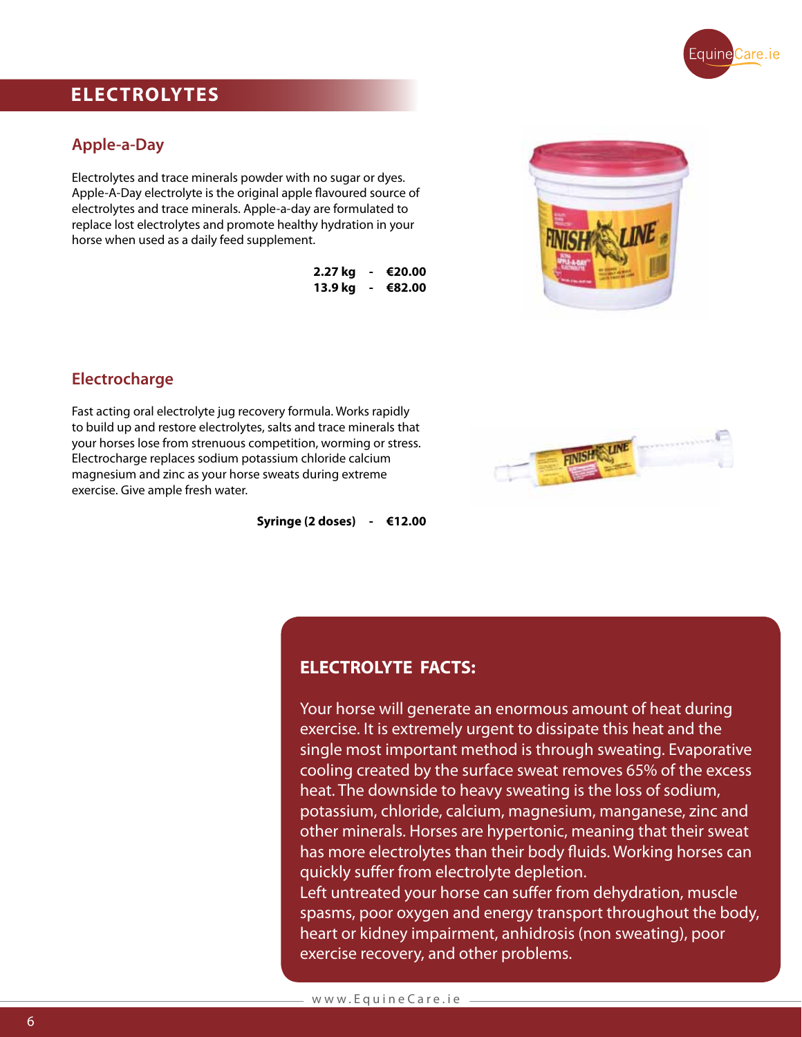## ELECTROLYTES

### Apple-a-Day

Electrolytes and trace minerals powder with no sugar or dyes. Apple-A-Day electrolyte is the original apple flavoured source of electrolytes and trace minerals. Apple-a-day are formulated to replace lost electrolytes and promote healthy hydration in your horse when used as a daily feed supplement.

**2.27 kg - €20.00**
**13.9 kg - €82.00**

### Electrocharge

Fast acting oral electrolyte jug recovery formula. Works rapidly to build up and restore electrolytes, salts and trace minerals that your horses lose from strenuous competition, worming or stress. Electrocharge replaces sodium potassium chloride calcium magnesium and zinc as your horse sweats during extreme exercise. Give ample fresh water.

**Syringe (2 doses) - €12.00**

### ELECTROLYTE FACTS:

Your horse will generate an enormous amount of heat during exercise. It is extremely urgent to dissipate this heat and the single most important method is through sweating. Evaporative cooling created by the surface sweat removes 65% of the excess heat. The downside to heavy sweating is the loss of sodium, potassium, chloride, calcium, magnesium, manganese, zinc and other minerals. Horses are hypertonic, meaning that their sweat has more electrolytes than their body fluids. Working horses can quickly suffer from electrolyte depletion.
Left untreated your horse can suffer from dehydration, muscle spasms, poor oxygen and energy transport throughout the body, heart or kidney impairment, anhidrosis (non sweating), poor exercise recovery, and other problems.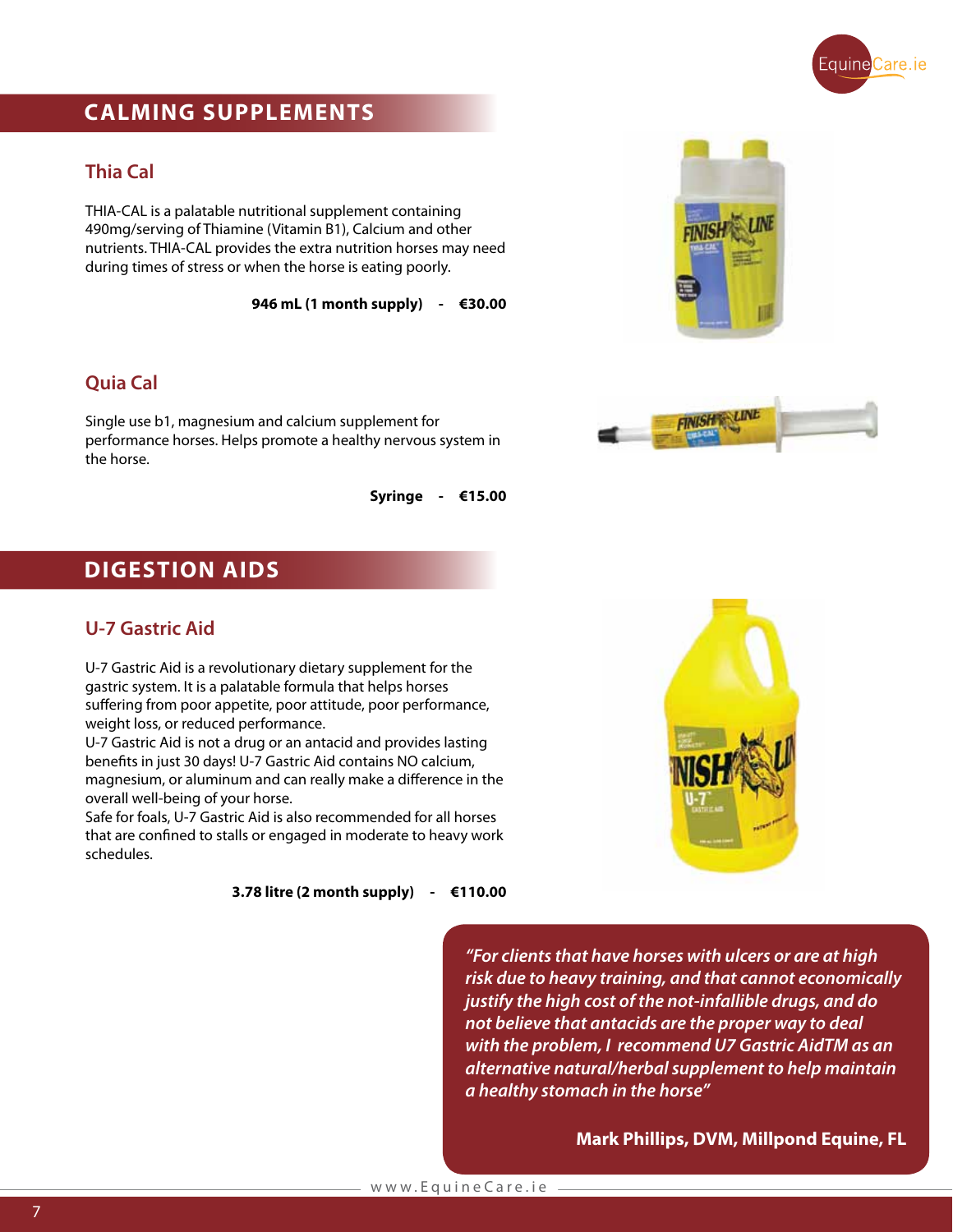## CALMING SUPPLEMENTS

### Thia Cal

THIA-CAL is a palatable nutritional supplement containing 490mg/serving of Thiamine (Vitamin B1), Calcium and other nutrients. THIA-CAL provides the extra nutrition horses may need during times of stress or when the horse is eating poorly.

**946 mL (1 month supply) - €30.00**

### Quia Cal

Single use b1, magnesium and calcium supplement for performance horses. Helps promote a healthy nervous system in the horse.

**Syringe - €15.00**

## DIGESTION AIDS

### U-7 Gastric Aid

U-7 Gastric Aid is a revolutionary dietary supplement for the gastric system. It is a palatable formula that helps horses suffering from poor appetite, poor attitude, poor performance, weight loss, or reduced performance.
U-7 Gastric Aid is not a drug or an antacid and provides lasting benefits in just 30 days! U-7 Gastric Aid contains NO calcium, magnesium, or aluminum and can really make a difference in the overall well-being of your horse.
Safe for foals, U-7 Gastric Aid is also recommended for all horses that are confined to stalls or engaged in moderate to heavy work schedules.

**3.78 litre (2 month supply) - €110.00**

***"For clients that have horses with ulcers or are at high risk due to heavy training, and that cannot economically justify the high cost of the not-infallible drugs, and do not believe that antacids are the proper way to deal with the problem, I recommend U7 Gastric AidTM as an alternative natural/herbal supplement to help maintain a healthy stomach in the horse"***

**Mark Phillips, DVM, Millpond Equine, FL**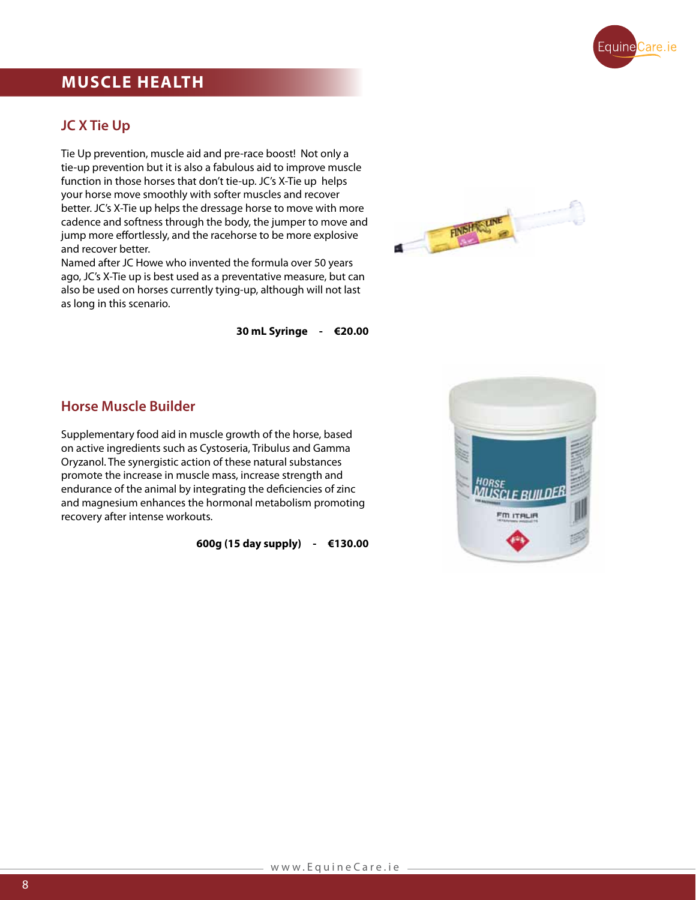# MUSCLE HEALTH

## JC X Tie Up

Tie Up prevention, muscle aid and pre-race boost! Not only a tie-up prevention but it is also a fabulous aid to improve muscle function in those horses that don't tie-up. JC's X-Tie up helps your horse move smoothly with softer muscles and recover better. JC's X-Tie up helps the dressage horse to move with more cadence and softness through the body, the jumper to move and jump more effortlessly, and the racehorse to be more explosive and recover better.
Named after JC Howe who invented the formula over 50 years ago, JC's X-Tie up is best used as a preventative measure, but can also be used on horses currently tying-up, although will not last as long in this scenario.

**30 mL Syringe - €20.00**

## Horse Muscle Builder

Supplementary food aid in muscle growth of the horse, based on active ingredients such as Cystoseria, Tribulus and Gamma Oryzanol. The synergistic action of these natural substances promote the increase in muscle mass, increase strength and endurance of the animal by integrating the deficiencies of zinc and magnesium enhances the hormonal metabolism promoting recovery after intense workouts.

**600g (15 day supply) - €130.00**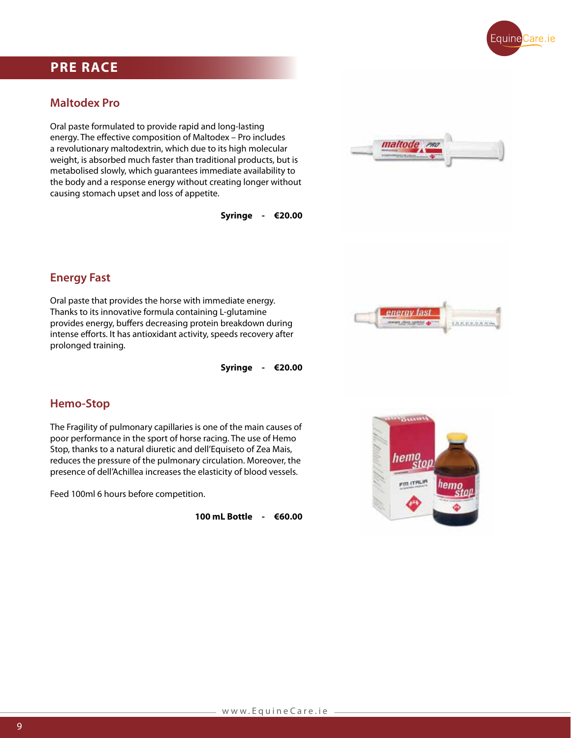## PRE RACE

### Maltodex Pro

Oral paste formulated to provide rapid and long-lasting energy. The effective composition of Maltodex – Pro includes a revolutionary maltodextrin, which due to its high molecular weight, is absorbed much faster than traditional products, but is metabolised slowly, which guarantees immediate availability to the body and a response energy without creating longer without causing stomach upset and loss of appetite.

**Syringe - €20.00**

### Energy Fast

Oral paste that provides the horse with immediate energy. Thanks to its innovative formula containing L-glutamine provides energy, buffers decreasing protein breakdown during intense efforts. It has antioxidant activity, speeds recovery after prolonged training.

**Syringe - €20.00**

### Hemo-Stop

The Fragility of pulmonary capillaries is one of the main causes of poor performance in the sport of horse racing. The use of Hemo Stop, thanks to a natural diuretic and dell'Equiseto of Zea Mais, reduces the pressure of the pulmonary circulation. Moreover, the presence of dell'Achillea increases the elasticity of blood vessels.

Feed 100ml 6 hours before competition.

**100 mL Bottle - €60.00**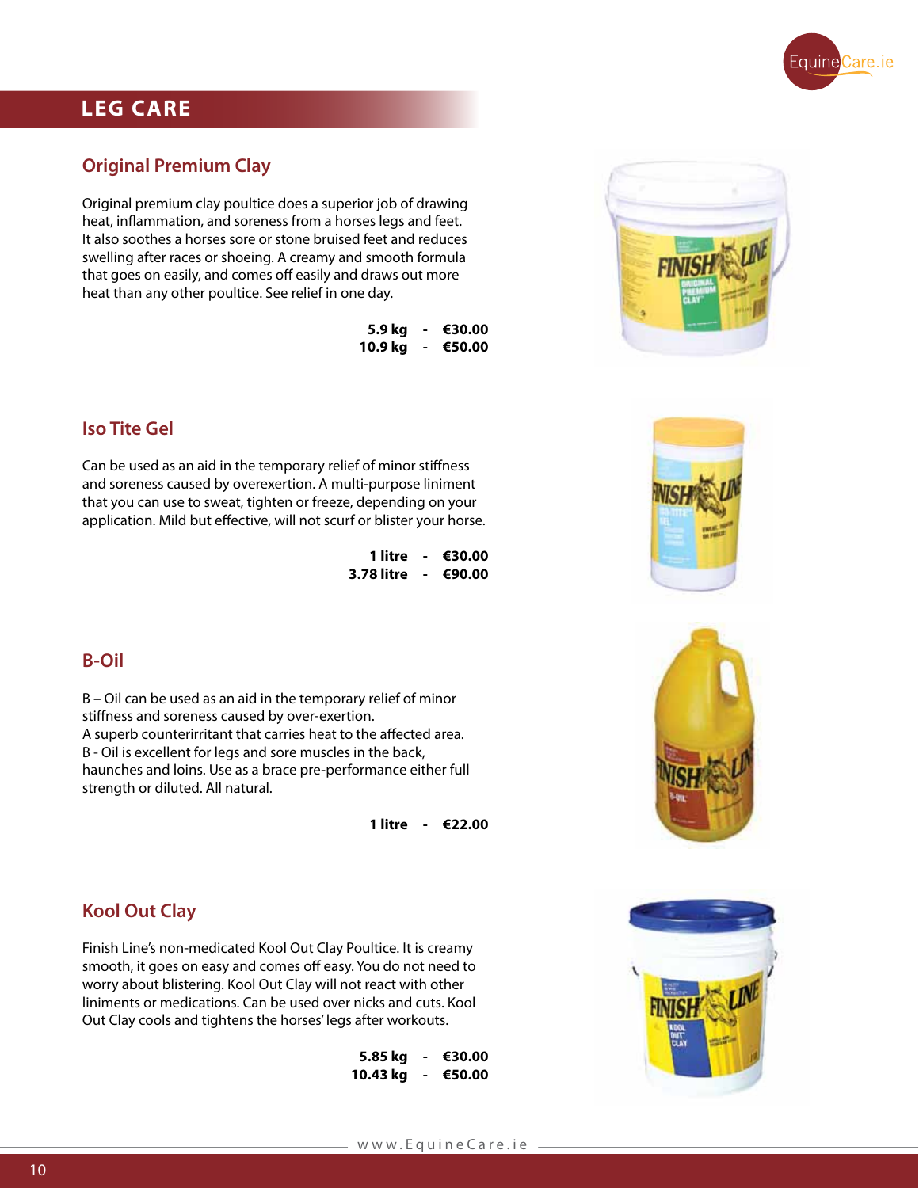# LEG CARE

## Original Premium Clay

Original premium clay poultice does a superior job of drawing heat, inflammation, and soreness from a horses legs and feet. It also soothes a horses sore or stone bruised feet and reduces swelling after races or shoeing. A creamy and smooth formula that goes on easily, and comes off easily and draws out more heat than any other poultice. See relief in one day.

**5.9 kg - €30.00**
**10.9 kg - €50.00**

## Iso Tite Gel

Can be used as an aid in the temporary relief of minor stiffness and soreness caused by overexertion. A multi-purpose liniment that you can use to sweat, tighten or freeze, depending on your application. Mild but effective, will not scurf or blister your horse.

**1 litre - €30.00**
**3.78 litre - €90.00**

## B-Oil

B – Oil can be used as an aid in the temporary relief of minor stiffness and soreness caused by over-exertion.
A superb counterirritant that carries heat to the affected area.
B - Oil is excellent for legs and sore muscles in the back, haunches and loins. Use as a brace pre-performance either full strength or diluted. All natural.

**1 litre - €22.00**

## Kool Out Clay

Finish Line's non-medicated Kool Out Clay Poultice. It is creamy smooth, it goes on easy and comes off easy. You do not need to worry about blistering. Kool Out Clay will not react with other liniments or medications. Can be used over nicks and cuts. Kool Out Clay cools and tightens the horses' legs after workouts.

**5.85 kg - €30.00**
**10.43 kg - €50.00**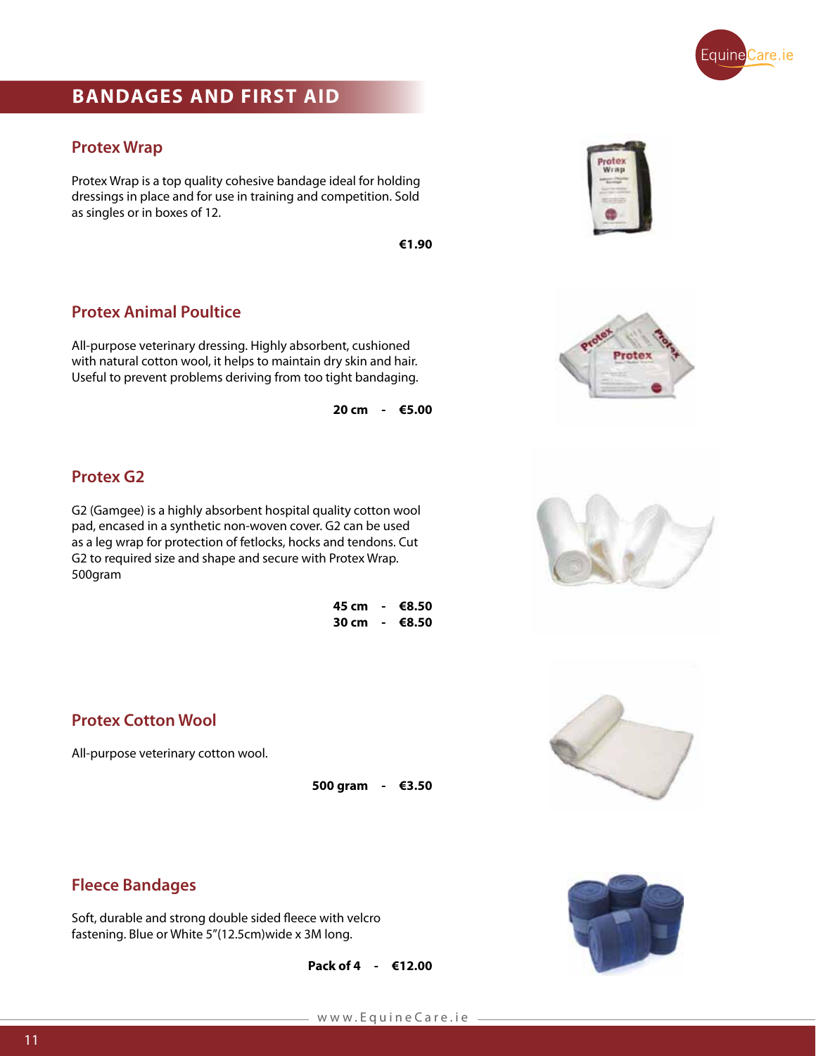# BANDAGES AND FIRST AID

## Protex Wrap

Protex Wrap is a top quality cohesive bandage ideal for holding dressings in place and for use in training and competition. Sold as singles or in boxes of 12.

**€1.90**

## Protex Animal Poultice

All-purpose veterinary dressing. Highly absorbent, cushioned with natural cotton wool, it helps to maintain dry skin and hair. Useful to prevent problems deriving from too tight bandaging.

**20 cm - €5.00**

## Protex G2

G2 (Gamgee) is a highly absorbent hospital quality cotton wool pad, encased in a synthetic non-woven cover. G2 can be used as a leg wrap for protection of fetlocks, hocks and tendons. Cut G2 to required size and shape and secure with Protex Wrap. 500gram

**45 cm - €8.50**
**30 cm - €8.50**

## Protex Cotton Wool

All-purpose veterinary cotton wool.

**500 gram - €3.50**

## Fleece Bandages

Soft, durable and strong double sided fleece with velcro fastening. Blue or White 5"(12.5cm)wide x 3M long.

**Pack of 4 - €12.00**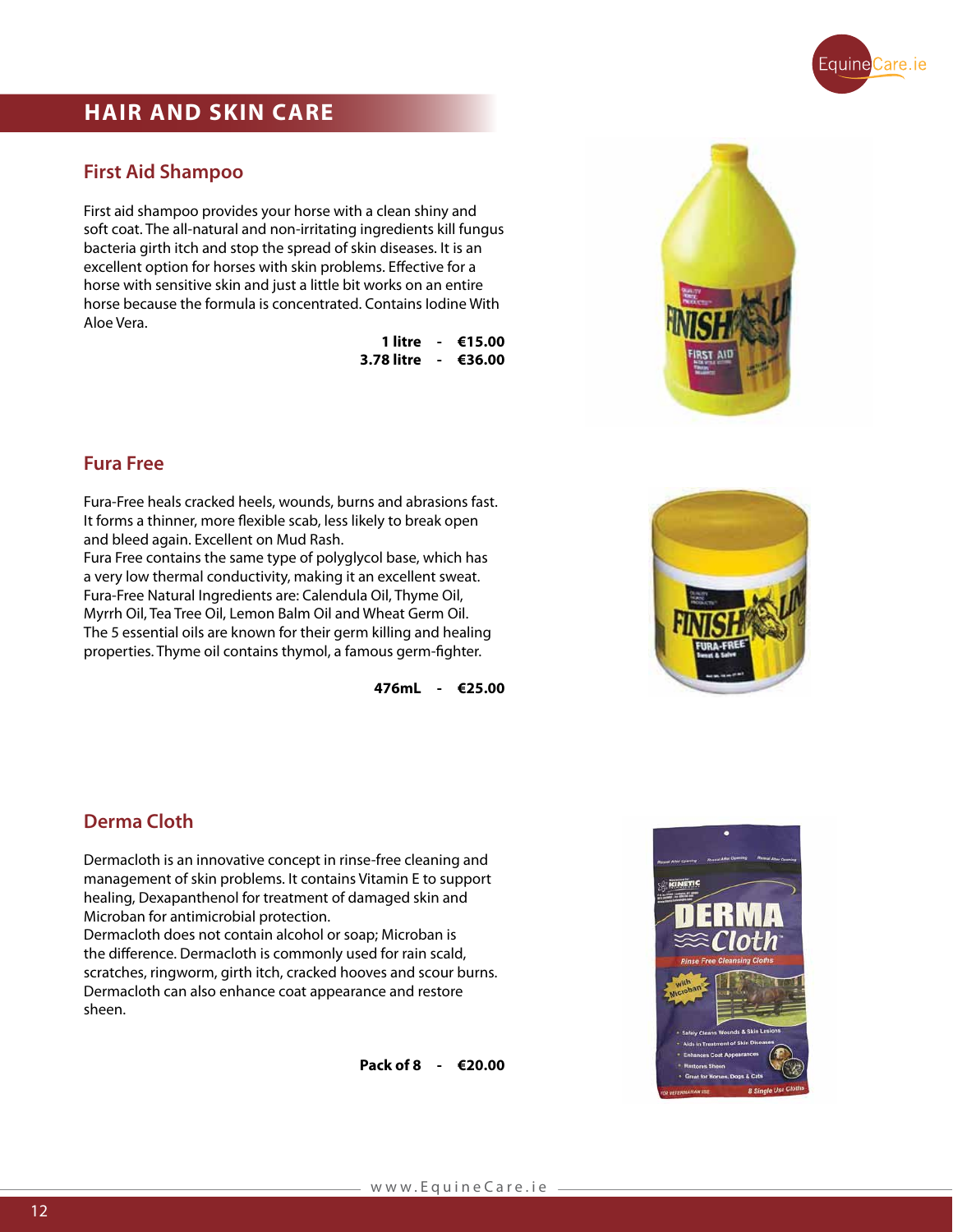## HAIR AND SKIN CARE

### First Aid Shampoo

First aid shampoo provides your horse with a clean shiny and soft coat. The all-natural and non-irritating ingredients kill fungus bacteria girth itch and stop the spread of skin diseases. It is an excellent option for horses with skin problems. Effective for a horse with sensitive skin and just a little bit works on an entire horse because the formula is concentrated. Contains Iodine With Aloe Vera.

**1 litre - €15.00**
**3.78 litre - €36.00**

### Fura Free

Fura-Free heals cracked heels, wounds, burns and abrasions fast. It forms a thinner, more flexible scab, less likely to break open and bleed again. Excellent on Mud Rash.
Fura Free contains the same type of polyglycol base, which has a very low thermal conductivity, making it an excellent sweat. Fura-Free Natural Ingredients are: Calendula Oil, Thyme Oil, Myrrh Oil, Tea Tree Oil, Lemon Balm Oil and Wheat Germ Oil. The 5 essential oils are known for their germ killing and healing properties. Thyme oil contains thymol, a famous germ-fighter.

**476mL - €25.00**

### Derma Cloth

Dermacloth is an innovative concept in rinse-free cleaning and management of skin problems. It contains Vitamin E to support healing, Dexapanthenol for treatment of damaged skin and Microban for antimicrobial protection.
Dermacloth does not contain alcohol or soap; Microban is the difference. Dermacloth is commonly used for rain scald, scratches, ringworm, girth itch, cracked hooves and scour burns. Dermacloth can also enhance coat appearance and restore sheen.

**Pack of 8 - €20.00**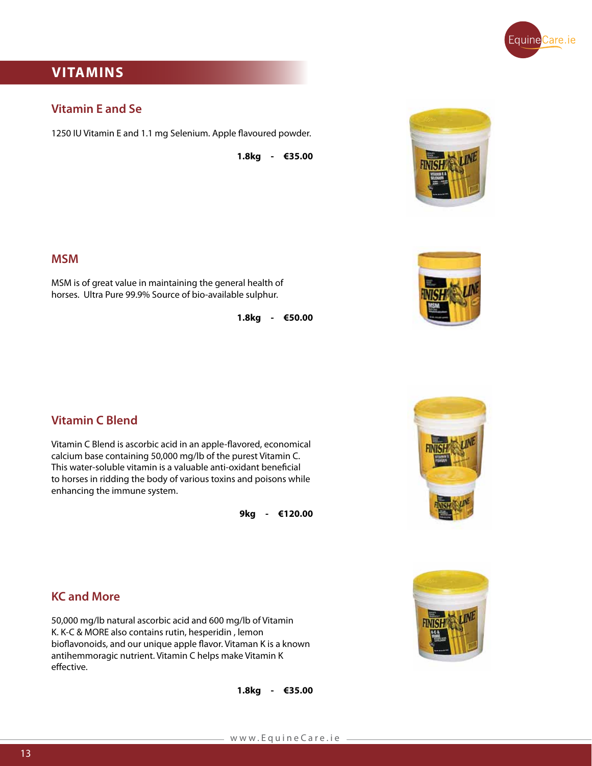# VITAMINS

## Vitamin E and Se

1250 IU Vitamin E and 1.1 mg Selenium. Apple flavoured powder.

**1.8kg - €35.00**

## MSM

MSM is of great value in maintaining the general health of horses. Ultra Pure 99.9% Source of bio-available sulphur.

**1.8kg - €50.00**

## Vitamin C Blend

Vitamin C Blend is ascorbic acid in an apple-flavored, economical calcium base containing 50,000 mg/lb of the purest Vitamin C. This water-soluble vitamin is a valuable anti-oxidant beneficial to horses in ridding the body of various toxins and poisons while enhancing the immune system.

**9kg - €120.00**

## KC and More

50,000 mg/lb natural ascorbic acid and 600 mg/lb of Vitamin K. K-C & MORE also contains rutin, hesperidin , lemon bioflavonoids, and our unique apple flavor. Vitaman K is a known antihemmoragic nutrient. Vitamin C helps make Vitamin K effective.

**1.8kg - €35.00**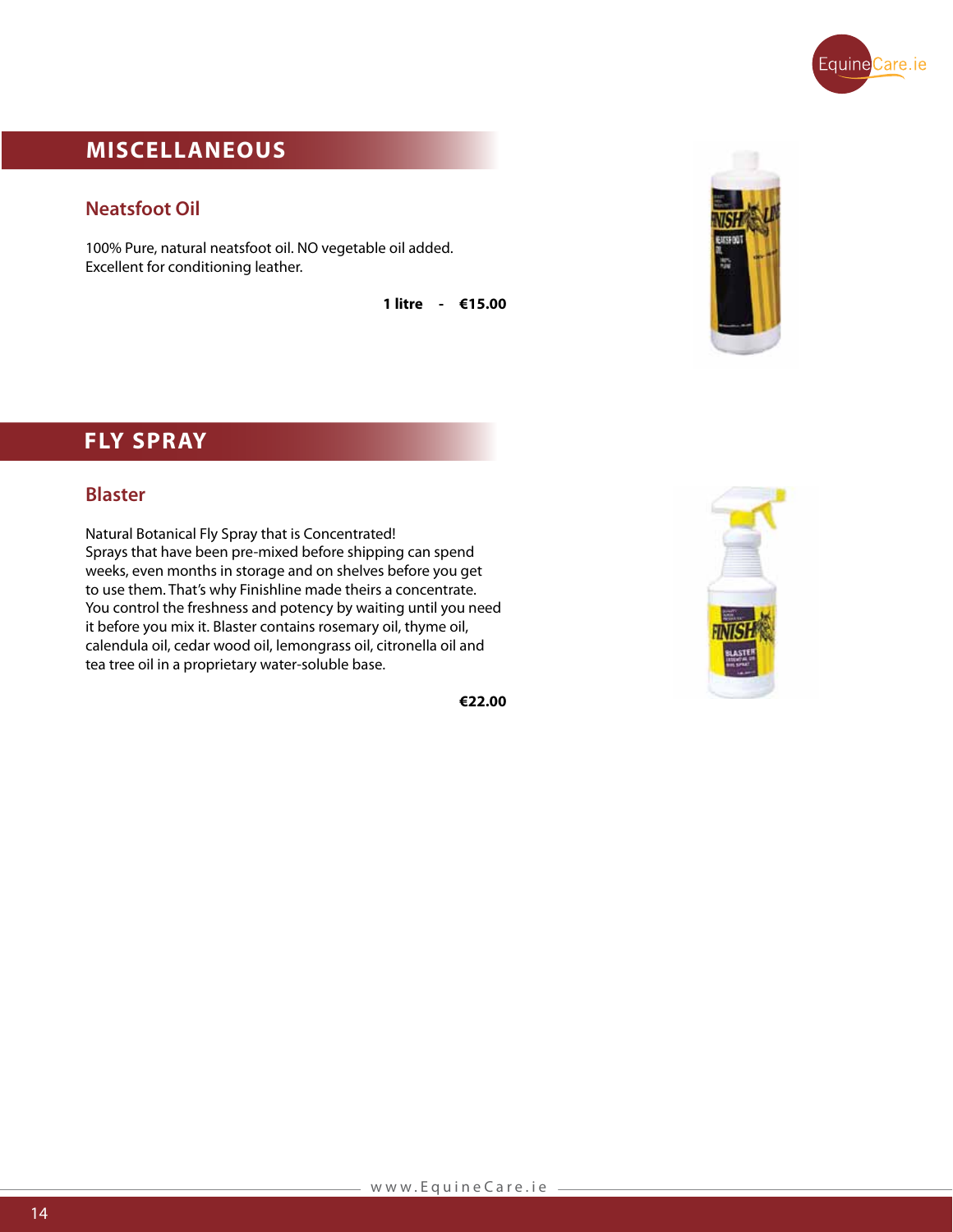## MISCELLANEOUS

### Neatsfoot Oil

100% Pure, natural neatsfoot oil. NO vegetable oil added.
Excellent for conditioning leather.

**1 litre - €15.00**

## FLY SPRAY

### Blaster

Natural Botanical Fly Spray that is Concentrated!
Sprays that have been pre-mixed before shipping can spend weeks, even months in storage and on shelves before you get to use them. That's why Finishline made theirs a concentrate. You control the freshness and potency by waiting until you need it before you mix it. Blaster contains rosemary oil, thyme oil, calendula oil, cedar wood oil, lemongrass oil, citronella oil and tea tree oil in a proprietary water-soluble base.

**€22.00**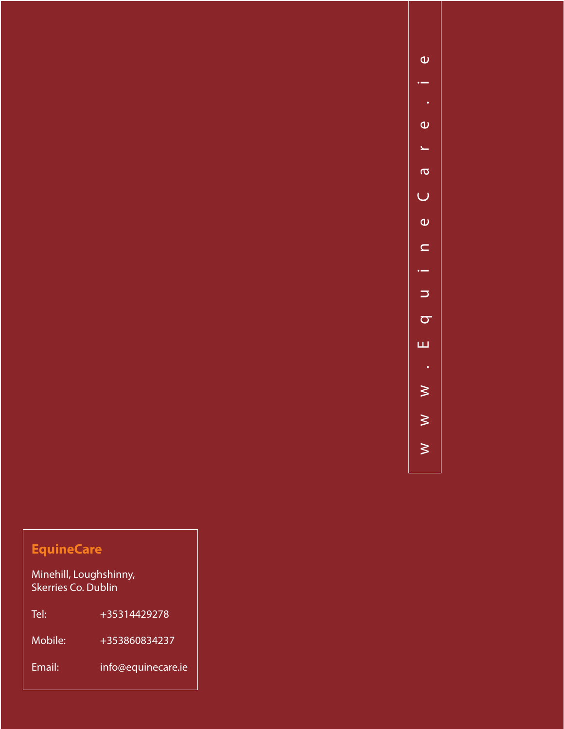www.EquineCare.ie

**EquineCare**

Minehill, Loughshinny,
Skerries Co. Dublin

| | |
|---|---|
| Tel: | +35314429278 |
| Mobile: | +353860834237 |
| Email: | info@equinecare.ie |